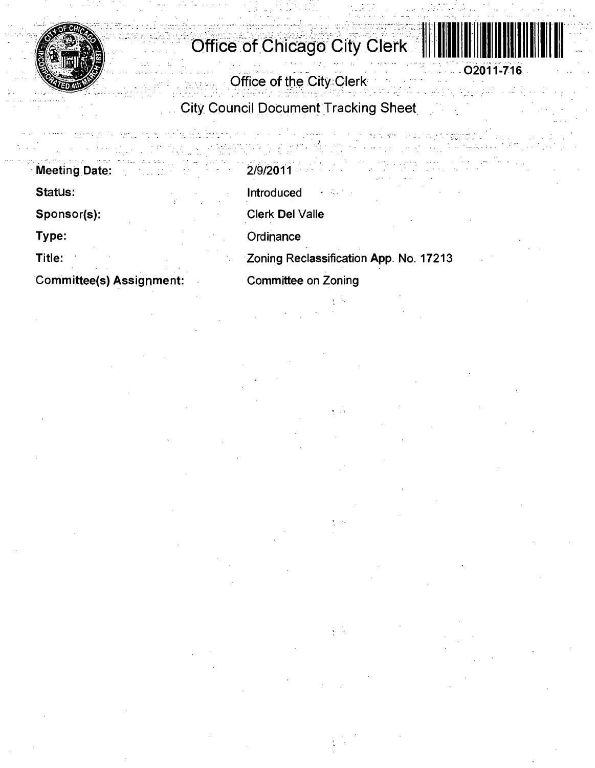# Office of Chicago City Clerk

O2011-716

## Office of the City Clerk

## City Council Document Tracking Sheet

| | |
|---|---|
| **Meeting Date:** | 2/9/2011 |
| **Status:** | Introduced |
| **Sponsor(s):** | Clerk Del Valle |
| **Type:** | Ordinance |
| **Title:** | Zoning Reclassification App. No. 17213 |
| **Committee(s) Assignment:** | Committee on Zoning |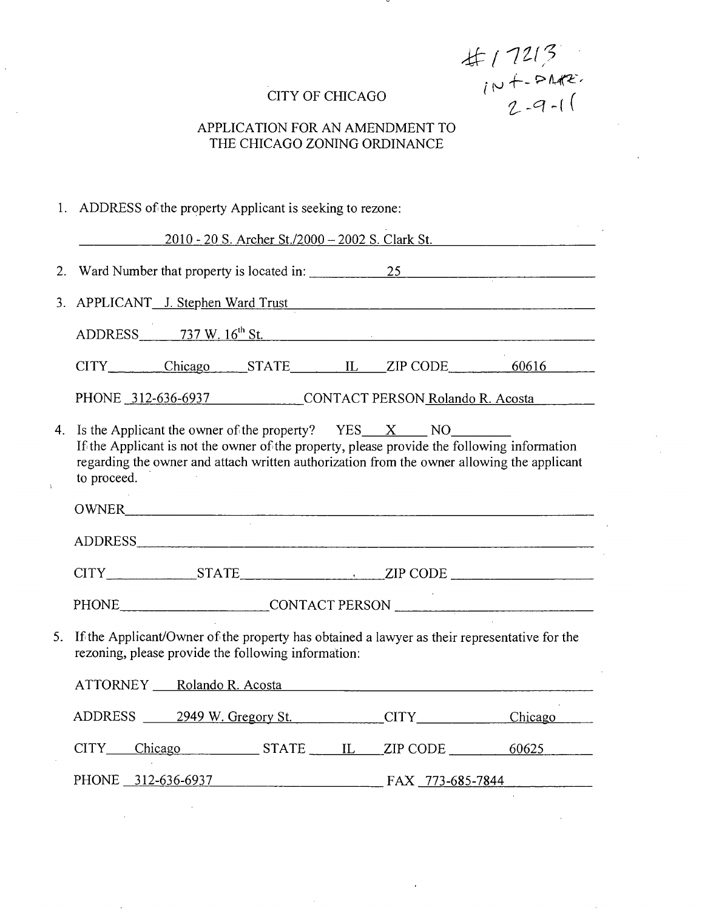#17213
INT-DATE.
2-9-11

CITY OF CHICAGO

APPLICATION FOR AN AMENDMENT TO
THE CHICAGO ZONING ORDINANCE

1. ADDRESS of the property Applicant is seeking to rezone:

   2010 - 20 S. Archer St./2000 – 2002 S. Clark St.

2. Ward Number that property is located in: 25

3. APPLICANT J. Stephen Ward Trust

   ADDRESS 737 W. 16th St.

   CITY Chicago STATE IL ZIP CODE 60616

   PHONE 312-636-6937 CONTACT PERSON Rolando R. Acosta

4. Is the Applicant the owner of the property? YES X NO ____
   If the Applicant is not the owner of the property, please provide the following information regarding the owner and attach written authorization from the owner allowing the applicant to proceed.

   OWNER ____

   ADDRESS ____

   CITY ____ STATE ____ ZIP CODE ____

   PHONE ____ CONTACT PERSON ____

5. If the Applicant/Owner of the property has obtained a lawyer as their representative for the rezoning, please provide the following information:

   ATTORNEY Rolando R. Acosta

   ADDRESS 2949 W. Gregory St. CITY Chicago

   CITY Chicago STATE IL ZIP CODE 60625

   PHONE 312-636-6937 FAX 773-685-7844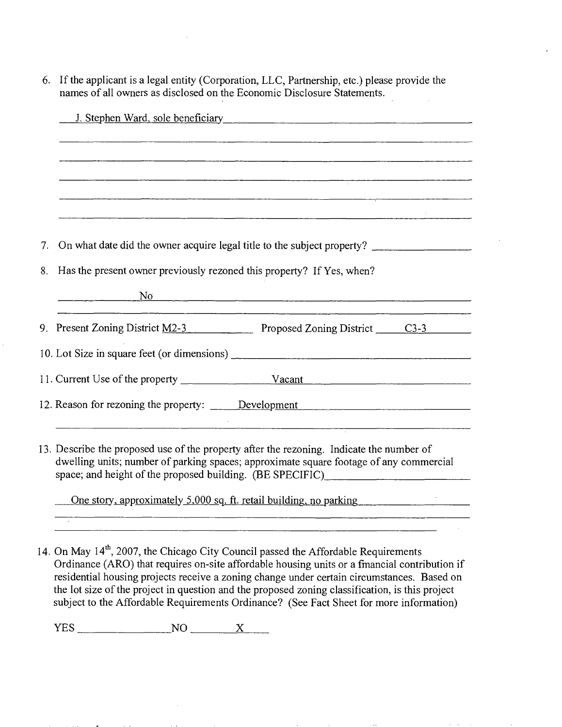6. If the applicant is a legal entity (Corporation, LLC, Partnership, etc.) please provide the names of all owners as disclosed on the Economic Disclosure Statements.

   J. Stephen Ward, sole beneficiary

7. On what date did the owner acquire legal title to the subject property? \_\_\_\_\_\_\_\_\_\_\_\_

8. Has the present owner previously rezoned this property? If Yes, when?

   No

9. Present Zoning District M2-3 Proposed Zoning District C3-3

10. Lot Size in square feet (or dimensions) \_\_\_\_\_\_\_\_\_\_\_\_

11. Current Use of the property Vacant

12. Reason for rezoning the property: Development

13. Describe the proposed use of the property after the rezoning. Indicate the number of dwelling units; number of parking spaces; approximate square footage of any commercial space; and height of the proposed building. (BE SPECIFIC)

   One story, approximately 5,000 sq. ft. retail building, no parking

14. On May 14th, 2007, the Chicago City Council passed the Affordable Requirements Ordinance (ARO) that requires on-site affordable housing units or a financial contribution if residential housing projects receive a zoning change under certain circumstances. Based on the lot size of the project in question and the proposed zoning classification, is this project subject to the Affordable Requirements Ordinance? (See Fact Sheet for more information)

   YES \_\_\_\_\_\_\_\_ NO X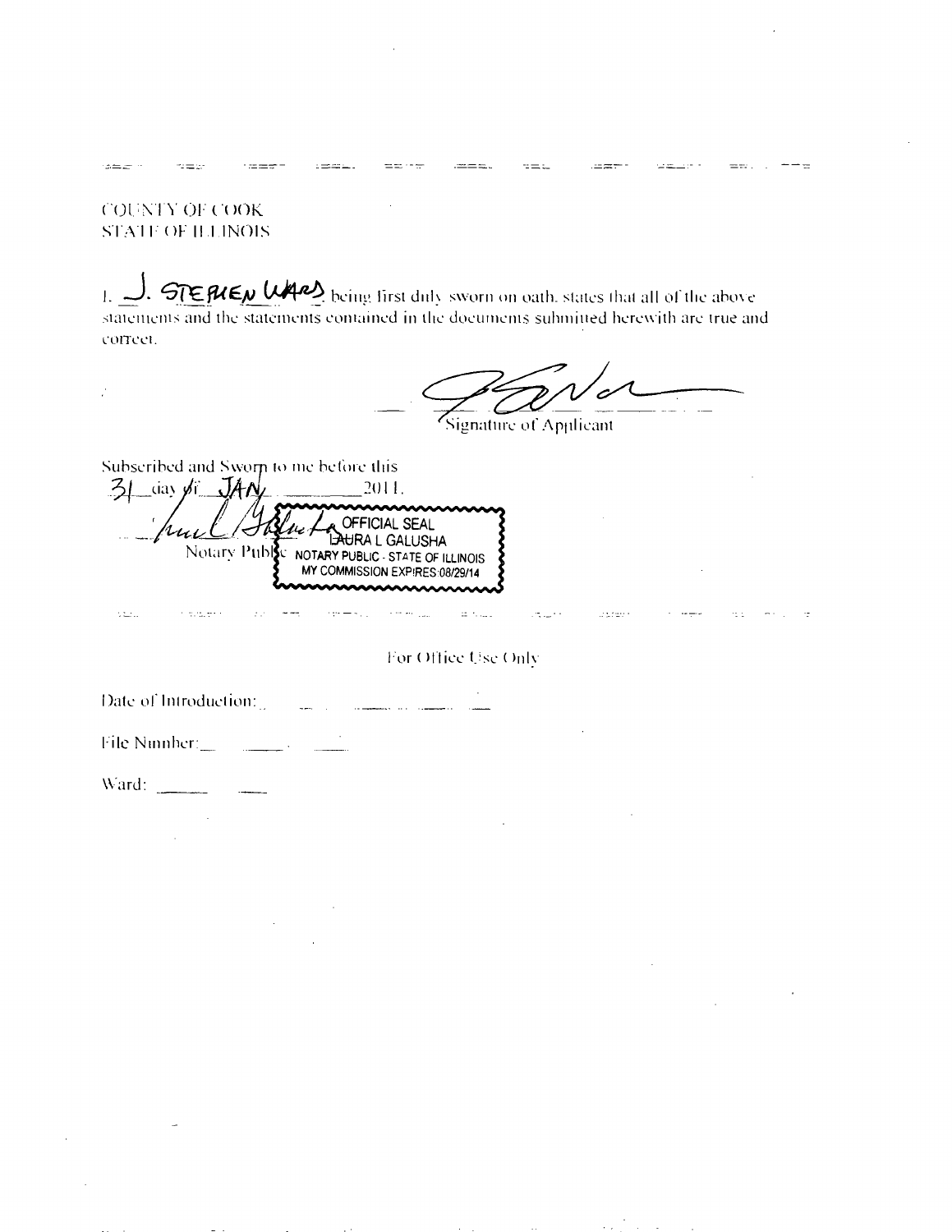COUNTY OF COOK
STATE OF ILLINOIS

I, J. STEPHEN WARD being first duly sworn on oath, states that all of the above statements and the statements contained in the documents submitted herewith are true and correct.

Signature of Applicant

Subscribed and Sworn to me before this
31 day of JAN 2011.

Notary Public

OFFICIAL SEAL
LAURA L GALUSHA
NOTARY PUBLIC - STATE OF ILLINOIS
MY COMMISSION EXPIRES:08/29/14

For Office Use Only

Date of Introduction: \_\_\_\_\_\_\_\_\_\_

File Number: \_\_\_\_\_\_\_\_\_\_

Ward: \_\_\_\_\_\_\_\_\_\_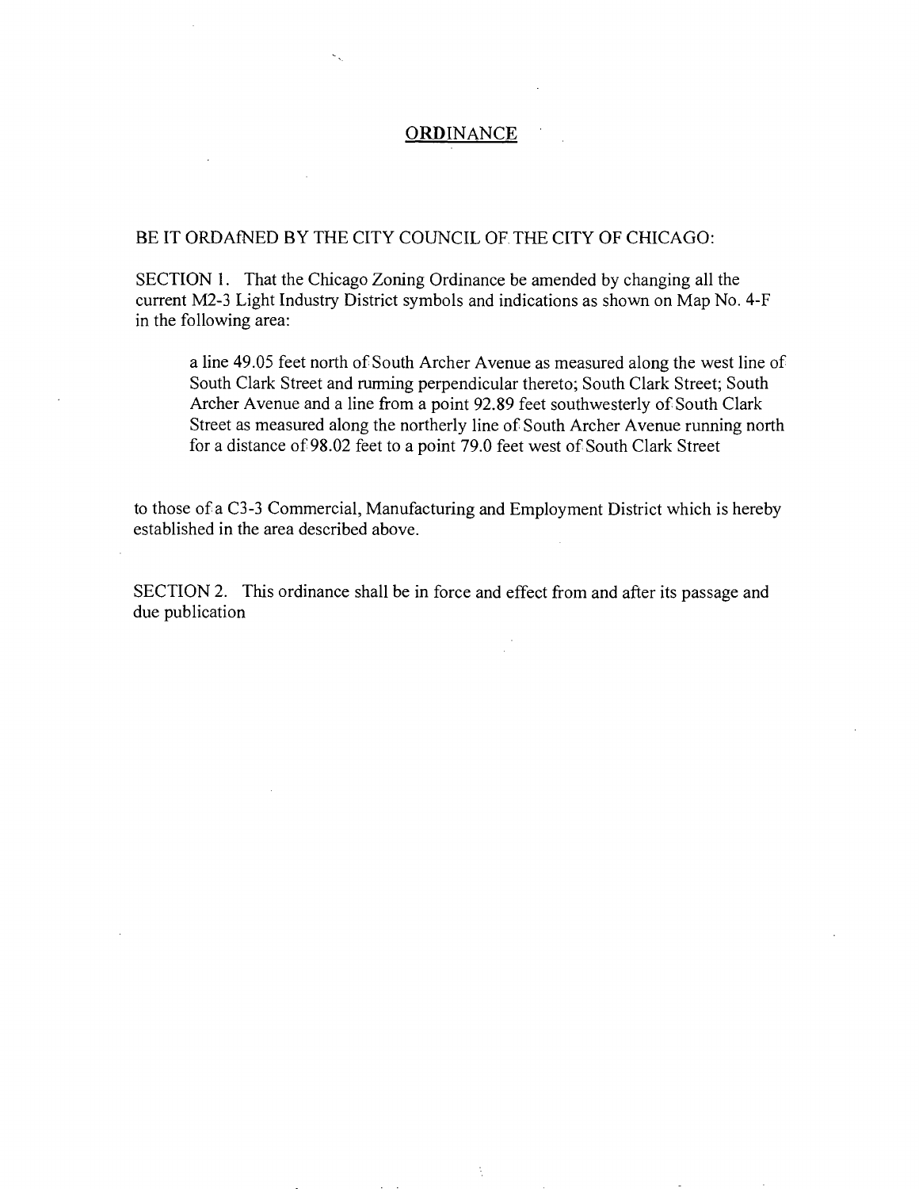# ORDINANCE

BE IT ORDAfNED BY THE CITY COUNCIL OF THE CITY OF CHICAGO:

SECTION 1. That the Chicago Zoning Ordinance be amended by changing all the current M2-3 Light Industry District symbols and indications as shown on Map No. 4-F in the following area:

> a line 49.05 feet north of South Archer Avenue as measured along the west line of South Clark Street and rumring perpendicular thereto; South Clark Street; South Archer Avenue and a line from a point 92.89 feet southwesterly of South Clark Street as measured along the northerly line of South Archer Avenue running north for a distance of 98.02 feet to a point 79.0 feet west of South Clark Street

to those of a C3-3 Commercial, Manufacturing and Employment District which is hereby established in the area described above.

SECTION 2. This ordinance shall be in force and effect from and after its passage and due publication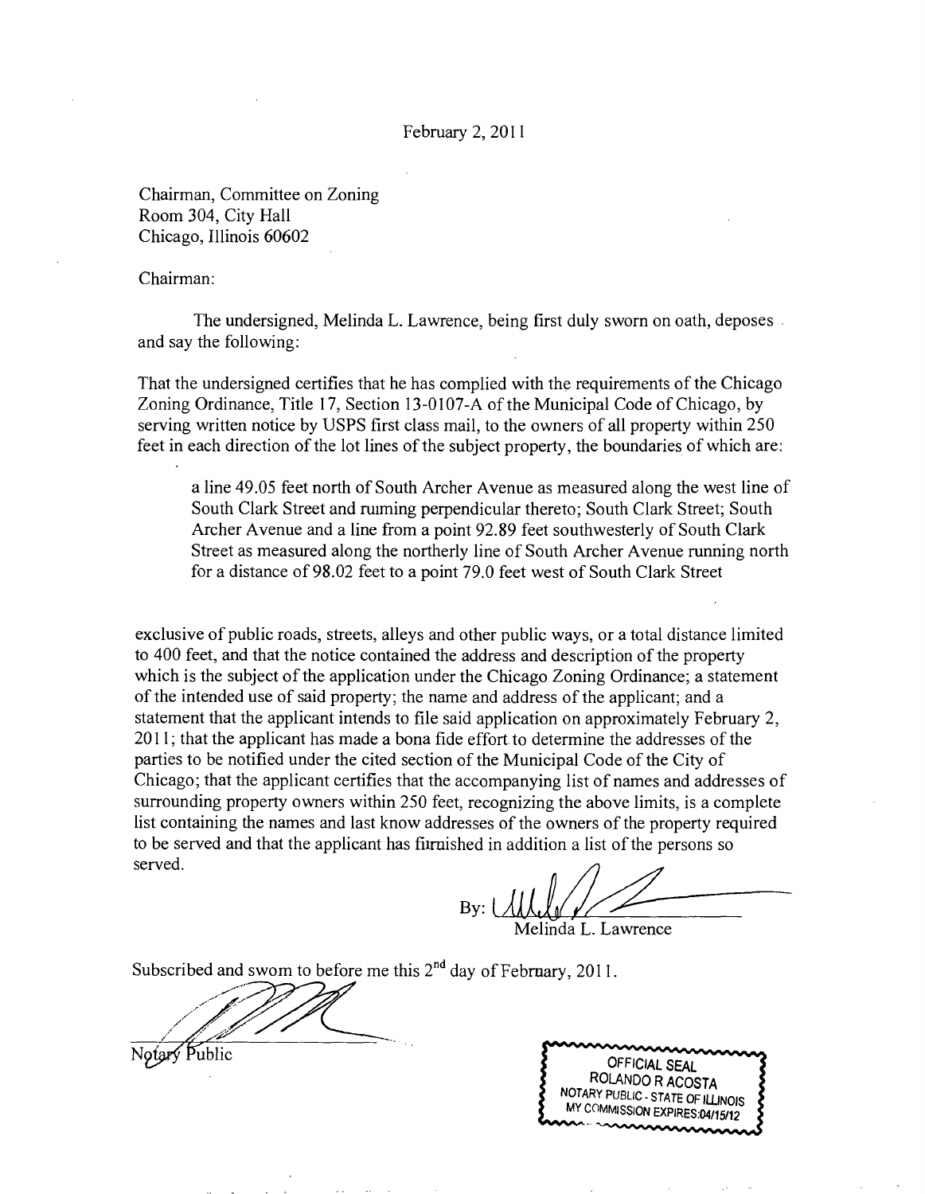February 2, 2011

Chairman, Committee on Zoning
Room 304, City Hall
Chicago, Illinois 60602

Chairman:

The undersigned, Melinda L. Lawrence, being first duly sworn on oath, deposes and say the following:

That the undersigned certifies that he has complied with the requirements of the Chicago Zoning Ordinance, Title 17, Section 13-0107-A of the Municipal Code of Chicago, by serving written notice by USPS first class mail, to the owners of all property within 250 feet in each direction of the lot lines of the subject property, the boundaries of which are:

> a line 49.05 feet north of South Archer Avenue as measured along the west line of South Clark Street and running perpendicular thereto; South Clark Street; South Archer Avenue and a line from a point 92.89 feet southwesterly of South Clark Street as measured along the northerly line of South Archer Avenue running north for a distance of 98.02 feet to a point 79.0 feet west of South Clark Street

exclusive of public roads, streets, alleys and other public ways, or a total distance limited to 400 feet, and that the notice contained the address and description of the property which is the subject of the application under the Chicago Zoning Ordinance; a statement of the intended use of said property; the name and address of the applicant; and a statement that the applicant intends to file said application on approximately February 2, 2011; that the applicant has made a bona fide effort to determine the addresses of the parties to be notified under the cited section of the Municipal Code of the City of Chicago; that the applicant certifies that the accompanying list of names and addresses of surrounding property owners within 250 feet, recognizing the above limits, is a complete list containing the names and last know addresses of the owners of the property required to be served and that the applicant has furnished in addition a list of the persons so served.

By: _______________
Melinda L. Lawrence

Subscribed and sworn to before me this 2nd day of February, 2011.

_______________
Notary Public

OFFICIAL SEAL
ROLANDO R ACOSTA
NOTARY PUBLIC - STATE OF ILLINOIS
MY COMMISSION EXPIRES:04/15/12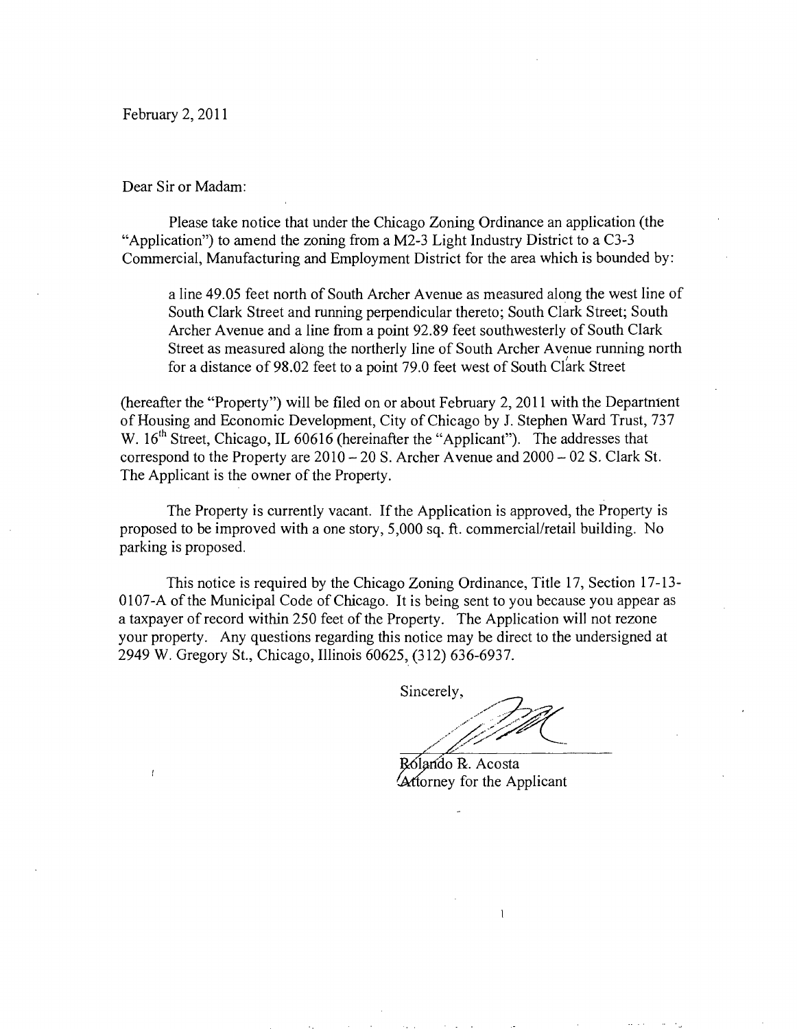February 2, 2011

Dear Sir or Madam:

Please take notice that under the Chicago Zoning Ordinance an application (the "Application") to amend the zoning from a M2-3 Light Industry District to a C3-3 Commercial, Manufacturing and Employment District for the area which is bounded by:

> a line 49.05 feet north of South Archer Avenue as measured along the west line of South Clark Street and running perpendicular thereto; South Clark Street; South Archer Avenue and a line from a point 92.89 feet southwesterly of South Clark Street as measured along the northerly line of South Archer Avenue running north for a distance of 98.02 feet to a point 79.0 feet west of South Clark Street

(hereafter the "Property") will be filed on or about February 2, 2011 with the Department of Housing and Economic Development, City of Chicago by J. Stephen Ward Trust, 737 W. 16th Street, Chicago, IL 60616 (hereinafter the "Applicant"). The addresses that correspond to the Property are 2010 – 20 S. Archer Avenue and 2000 – 02 S. Clark St. The Applicant is the owner of the Property.

The Property is currently vacant. If the Application is approved, the Property is proposed to be improved with a one story, 5,000 sq. ft. commercial/retail building. No parking is proposed.

This notice is required by the Chicago Zoning Ordinance, Title 17, Section 17-13-0107-A of the Municipal Code of Chicago. It is being sent to you because you appear as a taxpayer of record within 250 feet of the Property. The Application will not rezone your property. Any questions regarding this notice may be direct to the undersigned at 2949 W. Gregory St., Chicago, Illinois 60625, (312) 636-6937.

Sincerely,

Rolando R. Acosta
Attorney for the Applicant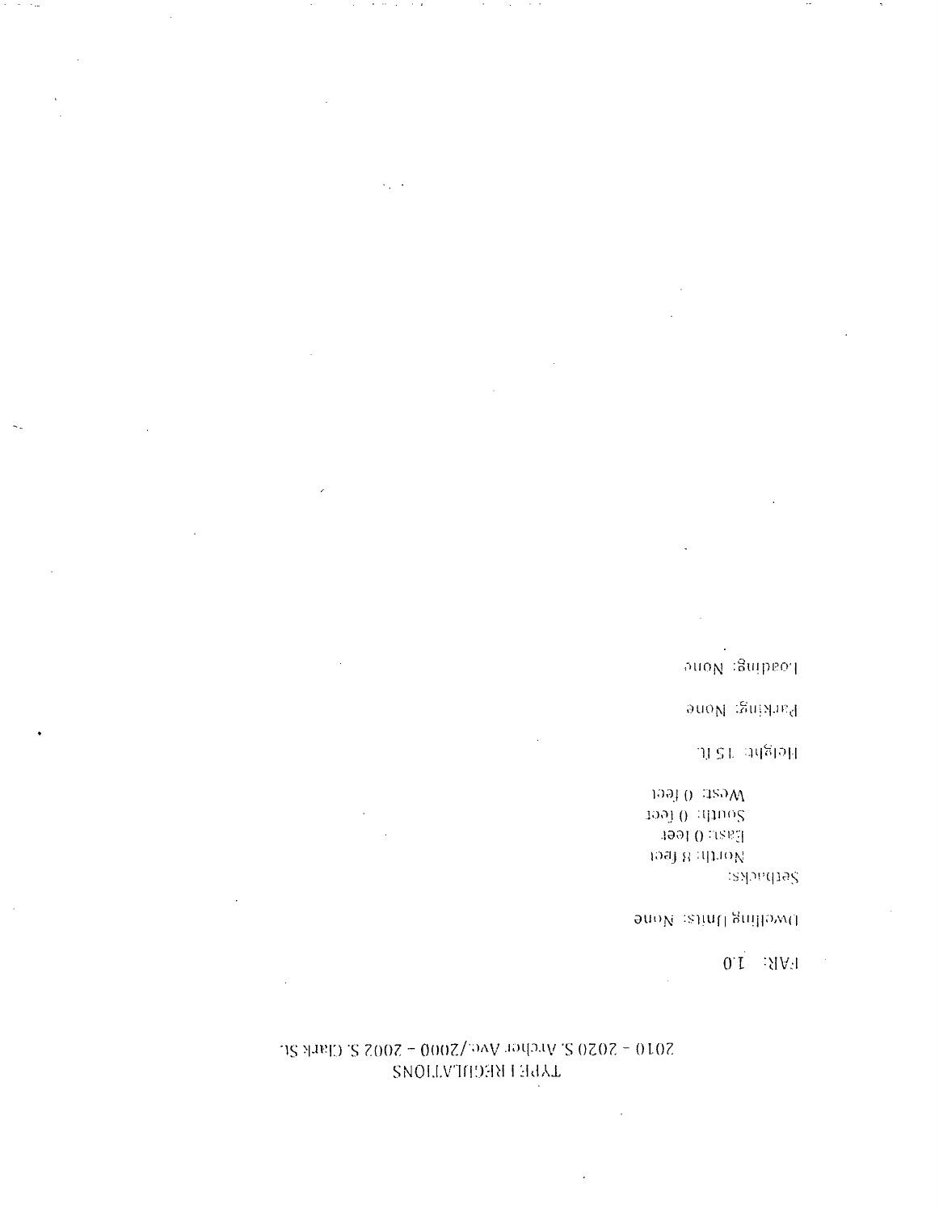# TYPE I REGULATIONS

## 2010 - 2020 S. Archer Ave./2000 - 2002 S. Clark St.

FAR: 1.0

Dwelling Units: None

Setbacks:

North: 8 feet
East: 0 feet
South: 0 feet
West: 0 feet

Height: 15 ft.

Parking: None

Loading: None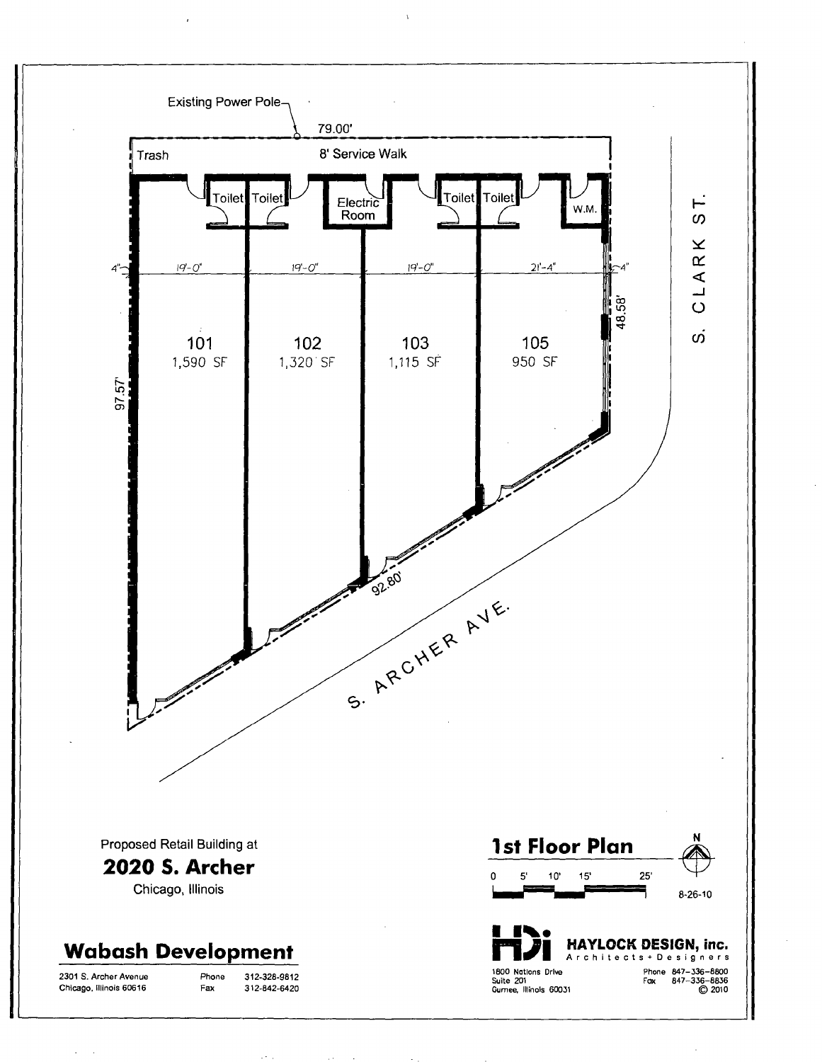Existing Power Pole

79.00'

Trash

8' Service Walk

Toilet Toilet

Electric Room

Toilet Toilet

W.M.

4" 19'-0" 19'-0" 19'-0" 21'-4" 4"

S. CLARK ST.

48.58'

97.57'

| 101 | 102 | 103 | 105 |
|---|---|---|---|
| 1,590 SF | 1,320 SF | 1,115 SF | 950 SF |

92.80'

S. ARCHER AVE.

Proposed Retail Building at

## 2020 S. Archer

Chicago, Illinois

## Wabash Development

2301 S. Archer Avenue
Chicago, Illinois 60616

Phone 312-328-9812
Fax 312-842-6420

## 1st Floor Plan

N

0 5' 10' 15' 25'

8-26-10

**HAYLOCK DESIGN, inc.**
Architects + Designers

1800 Nations Drive
Suite 201
Gurnee, Illinois 60031

Phone 847-336-8800
Fax 847-336-8836
© 2010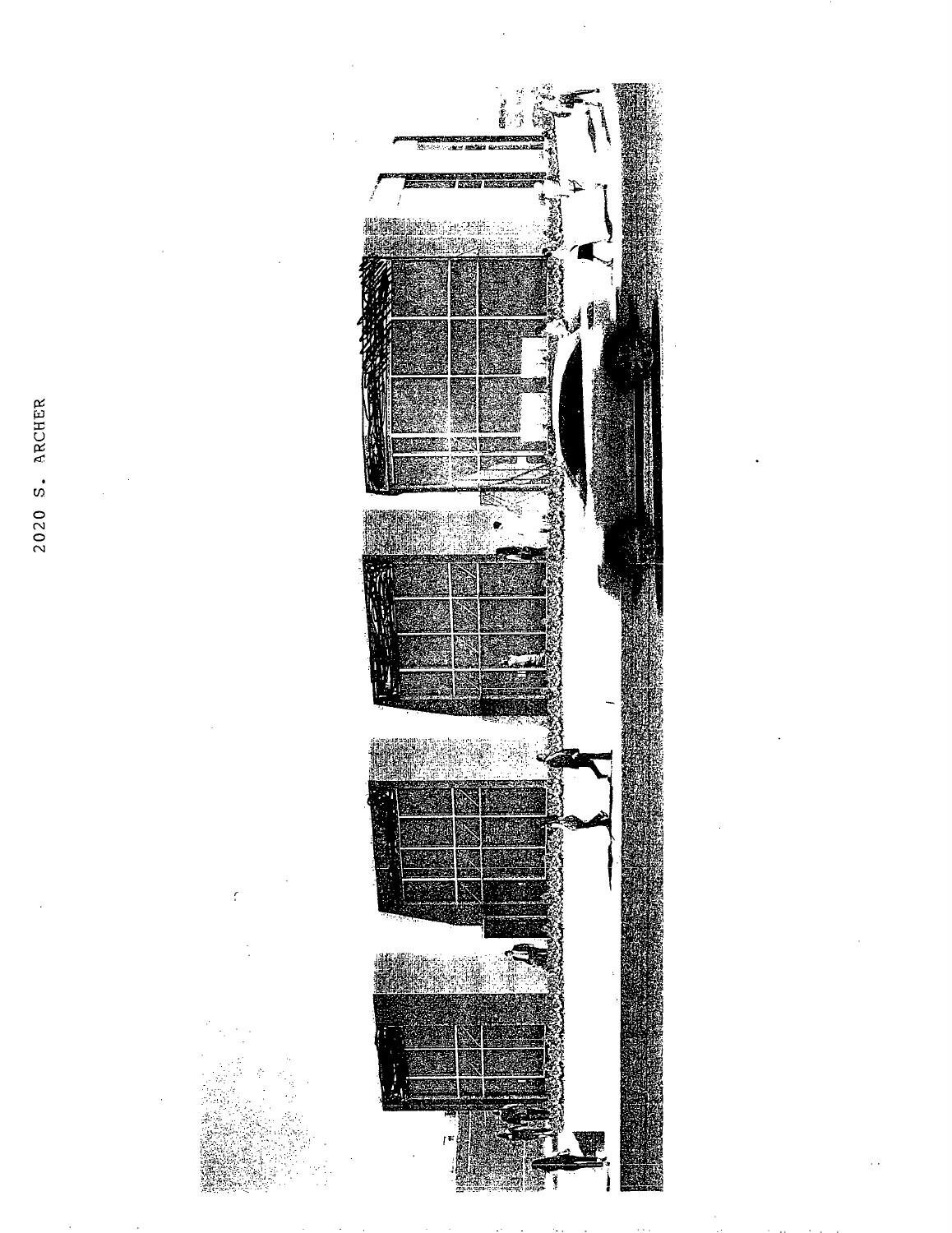2020 S. ARCHER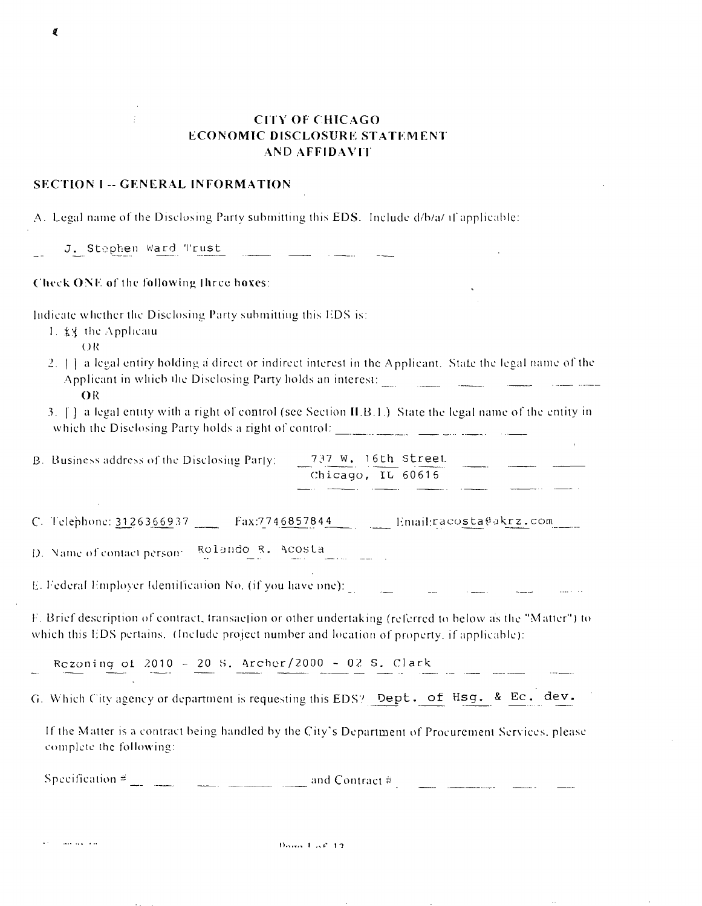# CITY OF CHICAGO
# ECONOMIC DISCLOSURE STATEMENT
# AND AFFIDAVIT

## SECTION I -- GENERAL INFORMATION

A. Legal name of the Disclosing Party submitting this EDS. Include d/b/a/ if applicable:

J. Stephen Ward Trust

**Check ONE of the following three boxes:**

Indicate whether the Disclosing Party submitting this EDS is:

1. [X] the Applicant
   OR
2. [ ] a legal entity holding a direct or indirect interest in the Applicant. State the legal name of the Applicant in which the Disclosing Party holds an interest: ______
   OR
3. [ ] a legal entity with a right of control (see Section II.B.1.) State the legal name of the entity in which the Disclosing Party holds a right of control: ______

B. Business address of the Disclosing Party: 737 W. 16th Street
Chicago, IL 60616

C. Telephone: 3126366937 Fax: 7746857844 Email: racosta@akrz.com

D. Name of contact person: Rolando R. Acosta

E. Federal Employer Identification No. (if you have one): ______

F. Brief description of contract, transaction or other undertaking (referred to below as the "Matter") to which this EDS pertains. (Include project number and location of property, if applicable):

Rezoning of 2010 - 20 S. Archer/2000 - 02 S. Clark

G. Which City agency or department is requesting this EDS? Dept. of Hsg. & Ec. dev.

If the Matter is a contract being handled by the City's Department of Procurement Services, please complete the following:

Specification # ______ and Contract # ______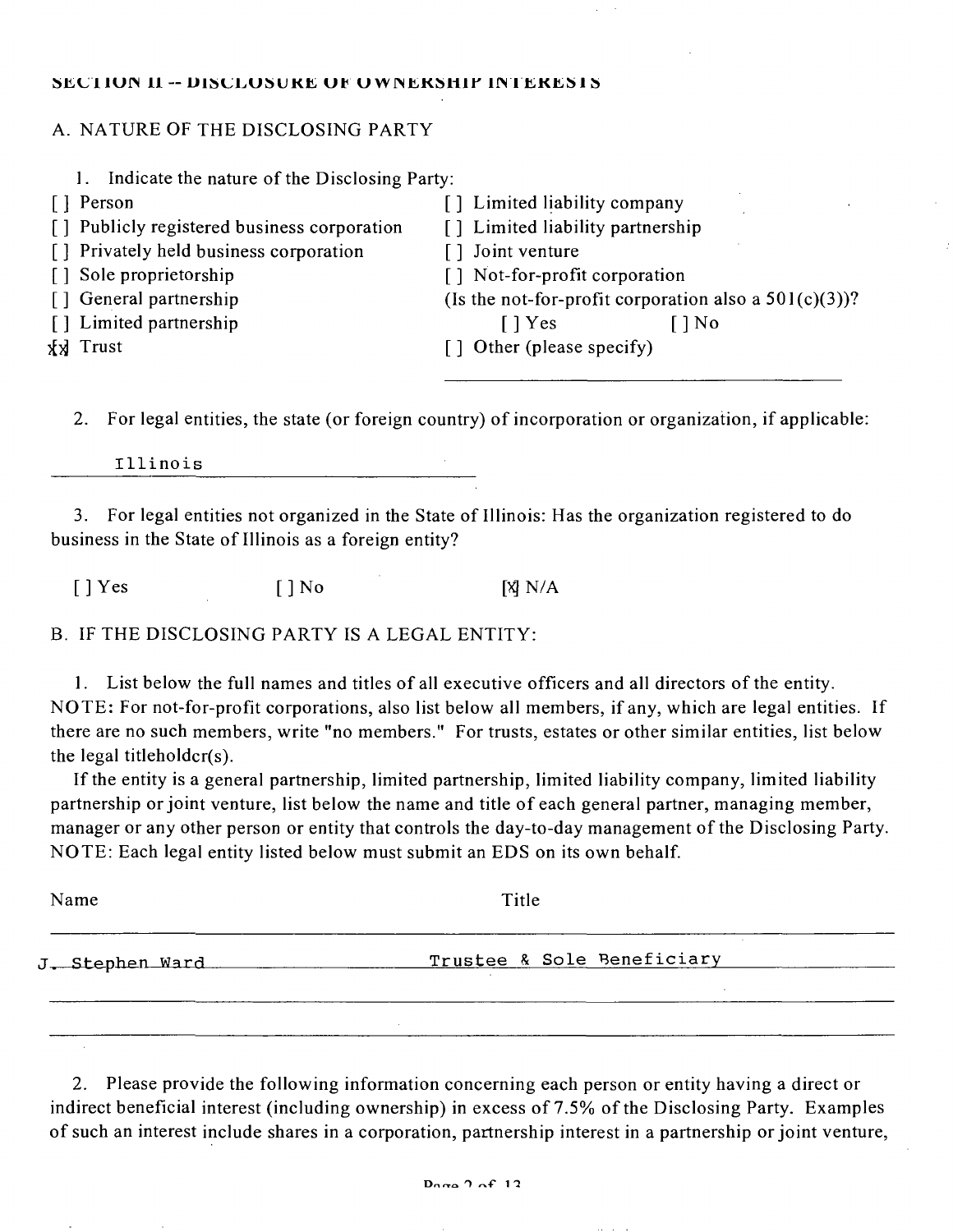SECTION II -- DISCLOSURE OF OWNERSHIP INTERESTS

A. NATURE OF THE DISCLOSING PARTY

1. Indicate the nature of the Disclosing Party:

[ ] Person
[ ] Publicly registered business corporation
[ ] Privately held business corporation
[ ] Sole proprietorship
[ ] General partnership
[ ] Limited partnership
[X] Trust
[ ] Limited liability company
[ ] Limited liability partnership
[ ] Joint venture
[ ] Not-for-profit corporation
(Is the not-for-profit corporation also a 501(c)(3))?
[ ] Yes [ ] No
[ ] Other (please specify)

2. For legal entities, the state (or foreign country) of incorporation or organization, if applicable:

Illinois

3. For legal entities not organized in the State of Illinois: Has the organization registered to do business in the State of Illinois as a foreign entity?

[ ] Yes [ ] No [X] N/A

B. IF THE DISCLOSING PARTY IS A LEGAL ENTITY:

1. List below the full names and titles of all executive officers and all directors of the entity. NOTE: For not-for-profit corporations, also list below all members, if any, which are legal entities. If there are no such members, write "no members." For trusts, estates or other similar entities, list below the legal titleholder(s).

If the entity is a general partnership, limited partnership, limited liability company, limited liability partnership or joint venture, list below the name and title of each general partner, managing member, manager or any other person or entity that controls the day-to-day management of the Disclosing Party. NOTE: Each legal entity listed below must submit an EDS on its own behalf.

| Name | Title |
|---|---|
| J. Stephen Ward | Trustee & Sole Beneficiary |

2. Please provide the following information concerning each person or entity having a direct or indirect beneficial interest (including ownership) in excess of 7.5% of the Disclosing Party. Examples of such an interest include shares in a corporation, partnership interest in a partnership or joint venture,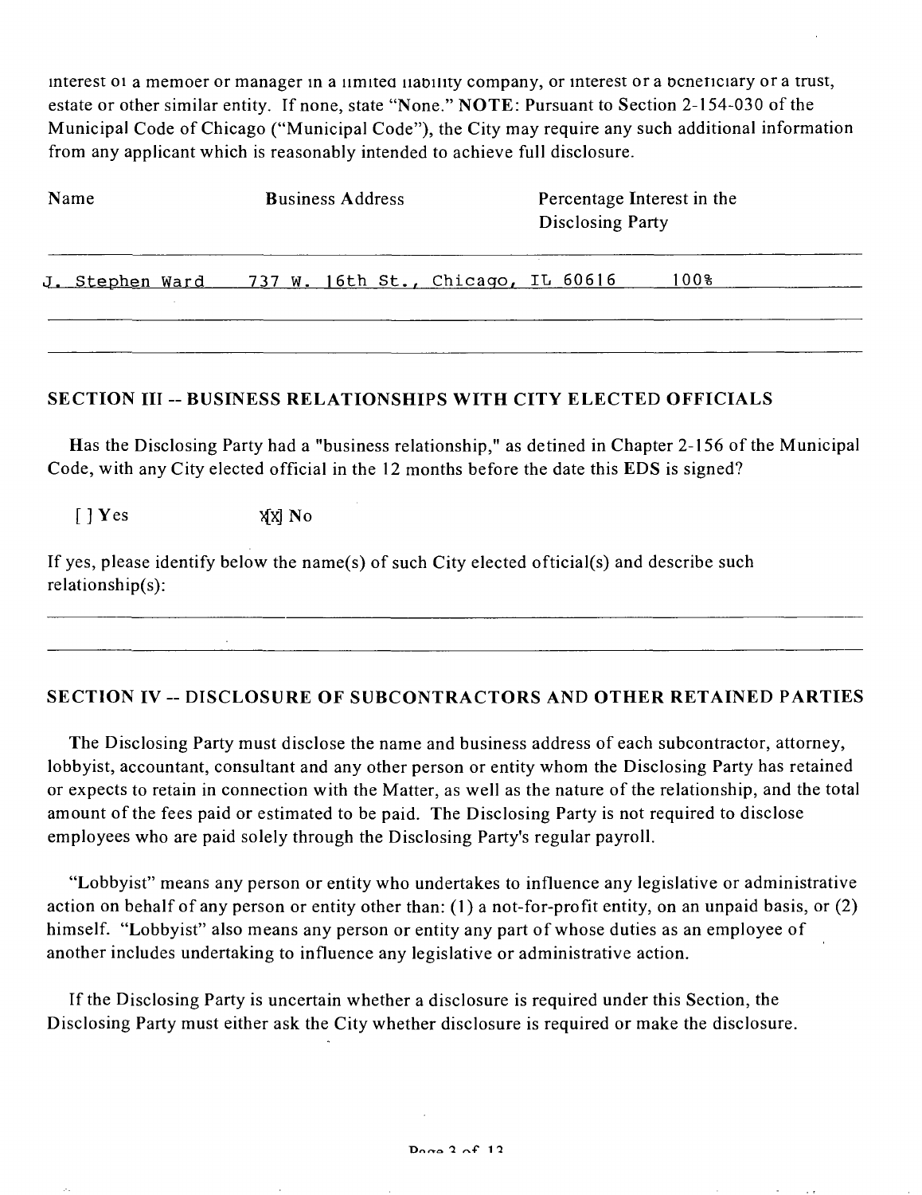interest of a member or manager in a limited liability company, or interest of a beneficiary of a trust, estate or other similar entity. If none, state "None." **NOTE**: Pursuant to Section 2-154-030 of the Municipal Code of Chicago ("Municipal Code"), the City may require any such additional information from any applicant which is reasonably intended to achieve full disclosure.

| Name | Business Address | Percentage Interest in the Disclosing Party |
|---|---|---|
| J. Stephen Ward | 737 W. 16th St., Chicago, IL 60616 | 100% |
| | | |
| | | |

## SECTION III -- BUSINESS RELATIONSHIPS WITH CITY ELECTED OFFICIALS

Has the Disclosing Party had a "business relationship," as defined in Chapter 2-156 of the Municipal Code, with any City elected official in the 12 months before the date this EDS is signed?

[ ] Yes [X] No

If yes, please identify below the name(s) of such City elected official(s) and describe such relationship(s):

## SECTION IV -- DISCLOSURE OF SUBCONTRACTORS AND OTHER RETAINED PARTIES

The Disclosing Party must disclose the name and business address of each subcontractor, attorney, lobbyist, accountant, consultant and any other person or entity whom the Disclosing Party has retained or expects to retain in connection with the Matter, as well as the nature of the relationship, and the total amount of the fees paid or estimated to be paid. The Disclosing Party is not required to disclose employees who are paid solely through the Disclosing Party's regular payroll.

"Lobbyist" means any person or entity who undertakes to influence any legislative or administrative action on behalf of any person or entity other than: (1) a not-for-profit entity, on an unpaid basis, or (2) himself. "Lobbyist" also means any person or entity any part of whose duties as an employee of another includes undertaking to influence any legislative or administrative action.

If the Disclosing Party is uncertain whether a disclosure is required under this Section, the Disclosing Party must either ask the City whether disclosure is required or make the disclosure.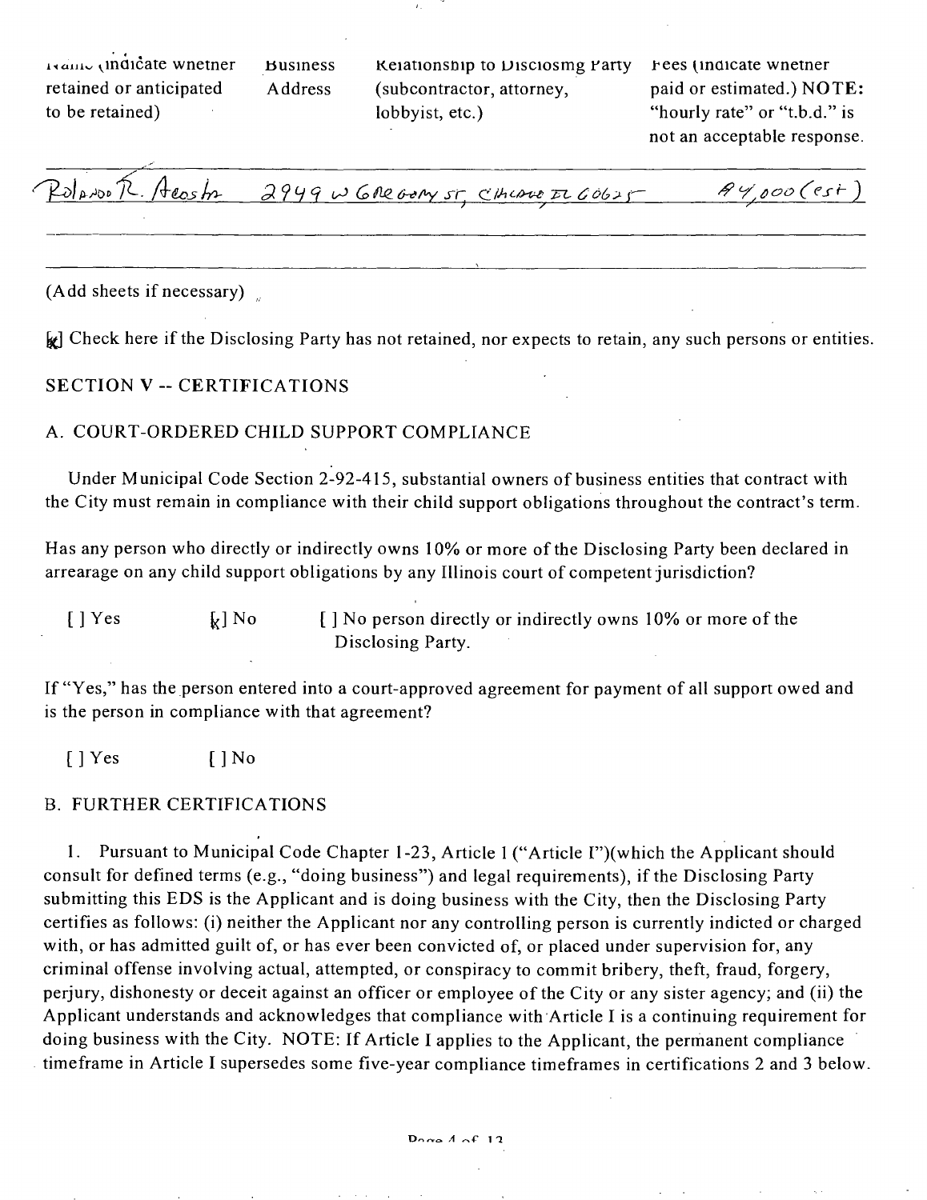| Name (indicate whether retained or anticipated to be retained) | Business Address | Relationship to Disclosing Party (subcontractor, attorney, lobbyist, etc.) | Fees (indicate whether paid or estimated.) NOTE: "hourly rate" or "t.b.d." is not an acceptable response. |
|---|---|---|---|
| Rolando R. Acosta | 2949 W Gregory St, Chicago IL 60625 | | $4,000 (est) |
| | | | |
| | | | |

(Add sheets if necessary)

[x] Check here if the Disclosing Party has not retained, nor expects to retain, any such persons or entities.

## SECTION V -- CERTIFICATIONS

### A. COURT-ORDERED CHILD SUPPORT COMPLIANCE

Under Municipal Code Section 2-92-415, substantial owners of business entities that contract with the City must remain in compliance with their child support obligations throughout the contract's term.

Has any person who directly or indirectly owns 10% or more of the Disclosing Party been declared in arrearage on any child support obligations by any Illinois court of competent jurisdiction?

[ ] Yes [x] No [ ] No person directly or indirectly owns 10% or more of the Disclosing Party.

If "Yes," has the person entered into a court-approved agreement for payment of all support owed and is the person in compliance with that agreement?

[ ] Yes [ ] No

### B. FURTHER CERTIFICATIONS

1. Pursuant to Municipal Code Chapter 1-23, Article I ("Article I")(which the Applicant should consult for defined terms (e.g., "doing business") and legal requirements), if the Disclosing Party submitting this EDS is the Applicant and is doing business with the City, then the Disclosing Party certifies as follows: (i) neither the Applicant nor any controlling person is currently indicted or charged with, or has admitted guilt of, or has ever been convicted of, or placed under supervision for, any criminal offense involving actual, attempted, or conspiracy to commit bribery, theft, fraud, forgery, perjury, dishonesty or deceit against an officer or employee of the City or any sister agency; and (ii) the Applicant understands and acknowledges that compliance with Article I is a continuing requirement for doing business with the City. NOTE: If Article I applies to the Applicant, the permanent compliance timeframe in Article I supersedes some five-year compliance timeframes in certifications 2 and 3 below.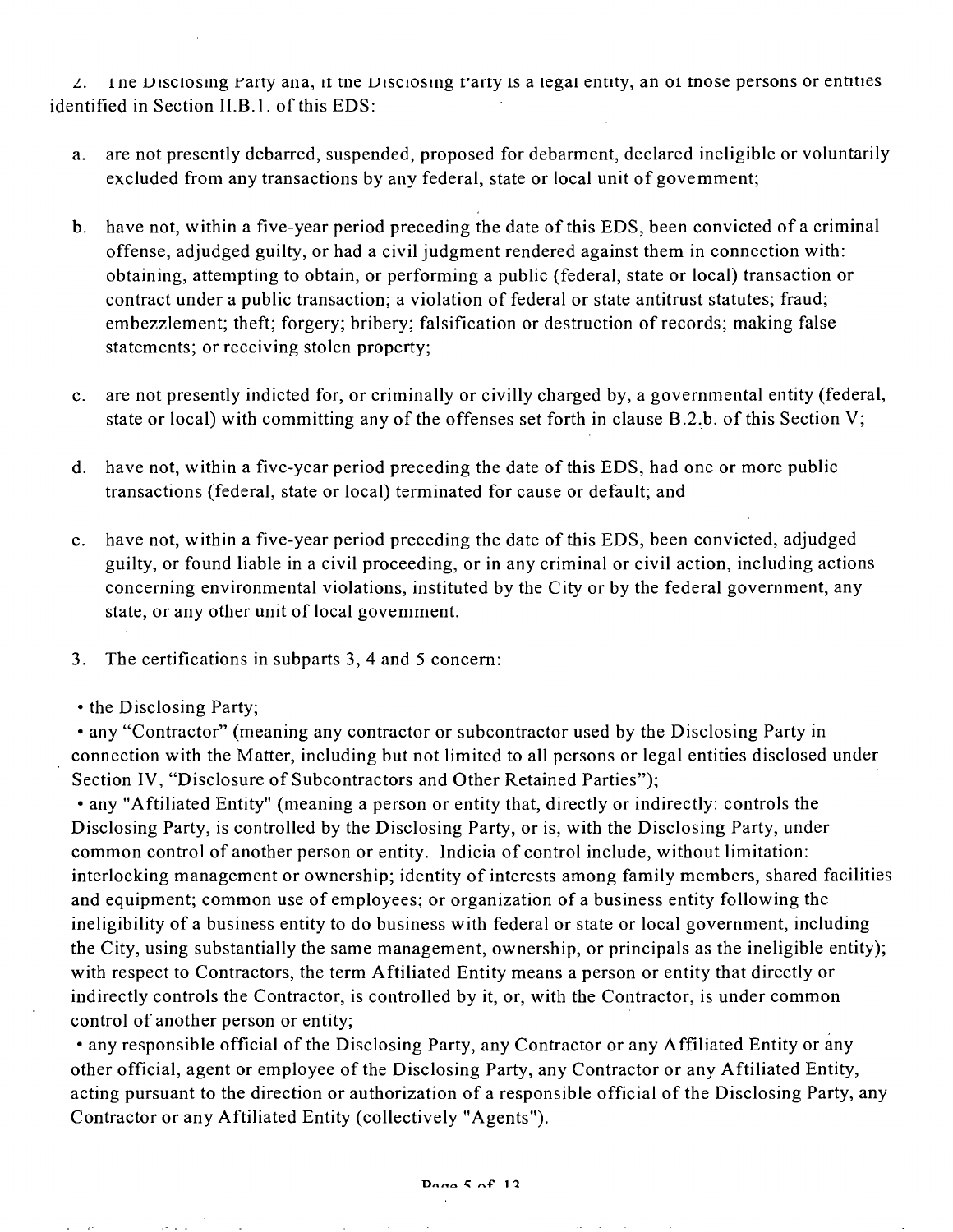2. The Disclosing Party and, if the Disclosing Party is a legal entity, all of those persons or entities identified in Section II.B.1. of this EDS:

a. are not presently debarred, suspended, proposed for debarment, declared ineligible or voluntarily excluded from any transactions by any federal, state or local unit of government;

b. have not, within a five-year period preceding the date of this EDS, been convicted of a criminal offense, adjudged guilty, or had a civil judgment rendered against them in connection with: obtaining, attempting to obtain, or performing a public (federal, state or local) transaction or contract under a public transaction; a violation of federal or state antitrust statutes; fraud; embezzlement; theft; forgery; bribery; falsification or destruction of records; making false statements; or receiving stolen property;

c. are not presently indicted for, or criminally or civilly charged by, a governmental entity (federal, state or local) with committing any of the offenses set forth in clause B.2.b. of this Section V;

d. have not, within a five-year period preceding the date of this EDS, had one or more public transactions (federal, state or local) terminated for cause or default; and

e. have not, within a five-year period preceding the date of this EDS, been convicted, adjudged guilty, or found liable in a civil proceeding, or in any criminal or civil action, including actions concerning environmental violations, instituted by the City or by the federal government, any state, or any other unit of local government.

3. The certifications in subparts 3, 4 and 5 concern:

• the Disclosing Party;

• any "Contractor" (meaning any contractor or subcontractor used by the Disclosing Party in connection with the Matter, including but not limited to all persons or legal entities disclosed under Section IV, "Disclosure of Subcontractors and Other Retained Parties");

• any "Affiliated Entity" (meaning a person or entity that, directly or indirectly: controls the Disclosing Party, is controlled by the Disclosing Party, or is, with the Disclosing Party, under common control of another person or entity. Indicia of control include, without limitation: interlocking management or ownership; identity of interests among family members, shared facilities and equipment; common use of employees; or organization of a business entity following the ineligibility of a business entity to do business with federal or state or local government, including the City, using substantially the same management, ownership, or principals as the ineligible entity); with respect to Contractors, the term Affiliated Entity means a person or entity that directly or indirectly controls the Contractor, is controlled by it, or, with the Contractor, is under common control of another person or entity;

• any responsible official of the Disclosing Party, any Contractor or any Affiliated Entity or any other official, agent or employee of the Disclosing Party, any Contractor or any Affiliated Entity, acting pursuant to the direction or authorization of a responsible official of the Disclosing Party, any Contractor or any Affiliated Entity (collectively "Agents").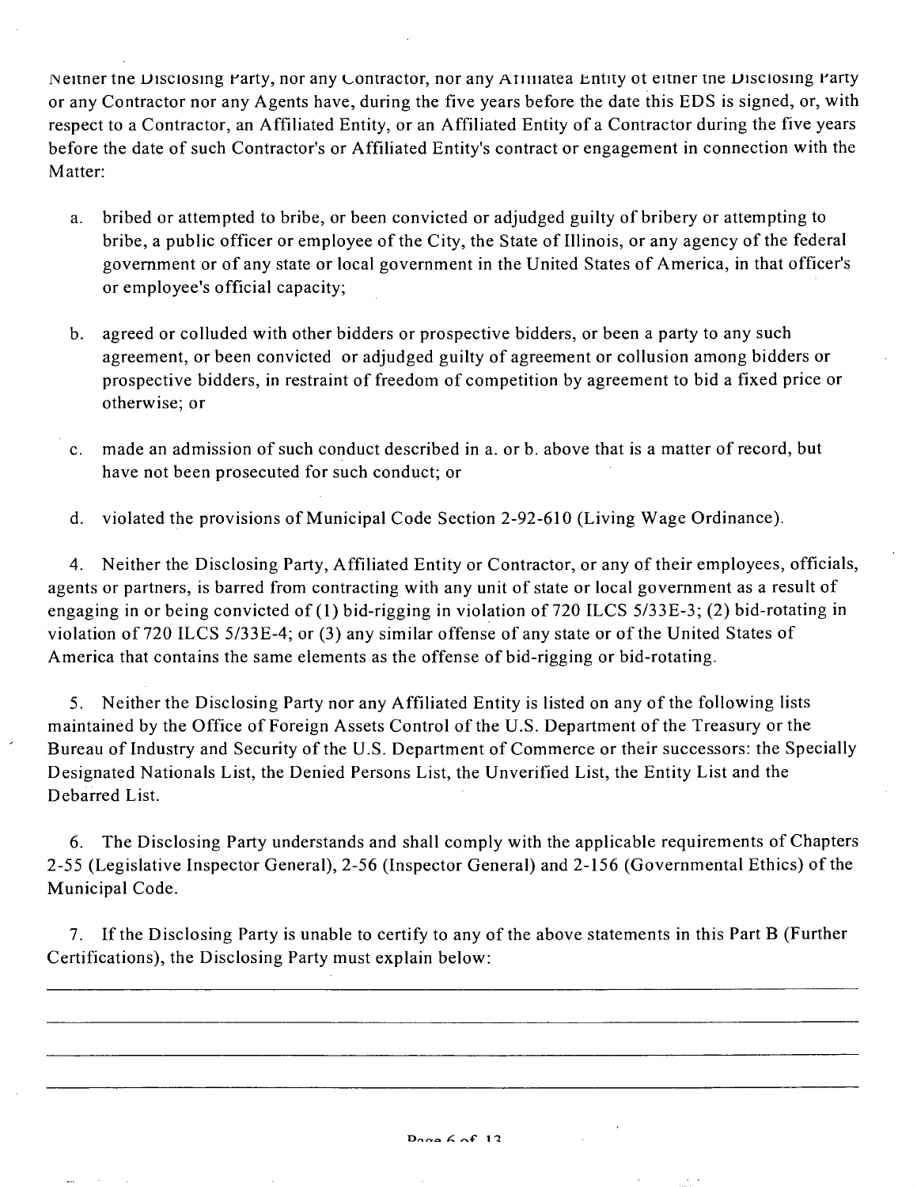Neither the Disclosing Party, nor any Contractor, nor any Affiliated Entity of either the Disclosing Party or any Contractor nor any Agents have, during the five years before the date this EDS is signed, or, with respect to a Contractor, an Affiliated Entity, or an Affiliated Entity of a Contractor during the five years before the date of such Contractor's or Affiliated Entity's contract or engagement in connection with the Matter:

a. bribed or attempted to bribe, or been convicted or adjudged guilty of bribery or attempting to bribe, a public officer or employee of the City, the State of Illinois, or any agency of the federal government or of any state or local government in the United States of America, in that officer's or employee's official capacity;

b. agreed or colluded with other bidders or prospective bidders, or been a party to any such agreement, or been convicted or adjudged guilty of agreement or collusion among bidders or prospective bidders, in restraint of freedom of competition by agreement to bid a fixed price or otherwise; or

c. made an admission of such conduct described in a. or b. above that is a matter of record, but have not been prosecuted for such conduct; or

d. violated the provisions of Municipal Code Section 2-92-610 (Living Wage Ordinance).

4. Neither the Disclosing Party, Affiliated Entity or Contractor, or any of their employees, officials, agents or partners, is barred from contracting with any unit of state or local government as a result of engaging in or being convicted of (1) bid-rigging in violation of 720 ILCS 5/33E-3; (2) bid-rotating in violation of 720 ILCS 5/33E-4; or (3) any similar offense of any state or of the United States of America that contains the same elements as the offense of bid-rigging or bid-rotating.

5. Neither the Disclosing Party nor any Affiliated Entity is listed on any of the following lists maintained by the Office of Foreign Assets Control of the U.S. Department of the Treasury or the Bureau of Industry and Security of the U.S. Department of Commerce or their successors: the Specially Designated Nationals List, the Denied Persons List, the Unverified List, the Entity List and the Debarred List.

6. The Disclosing Party understands and shall comply with the applicable requirements of Chapters 2-55 (Legislative Inspector General), 2-56 (Inspector General) and 2-156 (Governmental Ethics) of the Municipal Code.

7. If the Disclosing Party is unable to certify to any of the above statements in this Part B (Further Certifications), the Disclosing Party must explain below:

______________________________________________________________________________

______________________________________________________________________________

______________________________________________________________________________

______________________________________________________________________________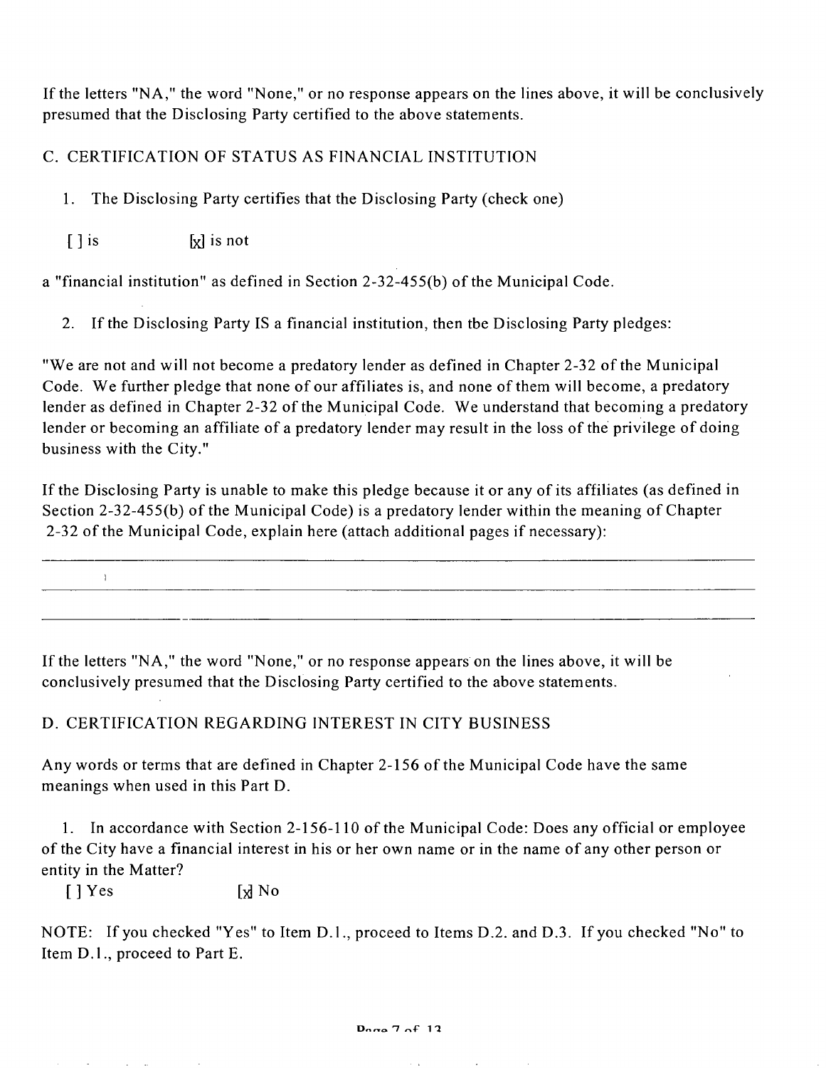If the letters "NA," the word "None," or no response appears on the lines above, it will be conclusively presumed that the Disclosing Party certified to the above statements.

C. CERTIFICATION OF STATUS AS FINANCIAL INSTITUTION

1. The Disclosing Party certifies that the Disclosing Party (check one)

[ ] is [x] is not

a "financial institution" as defined in Section 2-32-455(b) of the Municipal Code.

2. If the Disclosing Party IS a financial institution, then tbe Disclosing Party pledges:

"We are not and will not become a predatory lender as defined in Chapter 2-32 of the Municipal Code. We further pledge that none of our affiliates is, and none of them will become, a predatory lender as defined in Chapter 2-32 of the Municipal Code. We understand that becoming a predatory lender or becoming an affiliate of a predatory lender may result in the loss of the privilege of doing business with the City."

If the Disclosing Party is unable to make this pledge because it or any of its affiliates (as defined in Section 2-32-455(b) of the Municipal Code) is a predatory lender within the meaning of Chapter 2-32 of the Municipal Code, explain here (attach additional pages if necessary):

---

---

---

If the letters "NA," the word "None," or no response appears on the lines above, it will be conclusively presumed that the Disclosing Party certified to the above statements.

D. CERTIFICATION REGARDING INTEREST IN CITY BUSINESS

Any words or terms that are defined in Chapter 2-156 of the Municipal Code have the same meanings when used in this Part D.

1. In accordance with Section 2-156-110 of the Municipal Code: Does any official or employee of the City have a financial interest in his or her own name or in the name of any other person or entity in the Matter?

[ ] Yes [x] No

NOTE: If you checked "Yes" to Item D.1., proceed to Items D.2. and D.3. If you checked "No" to Item D.1., proceed to Part E.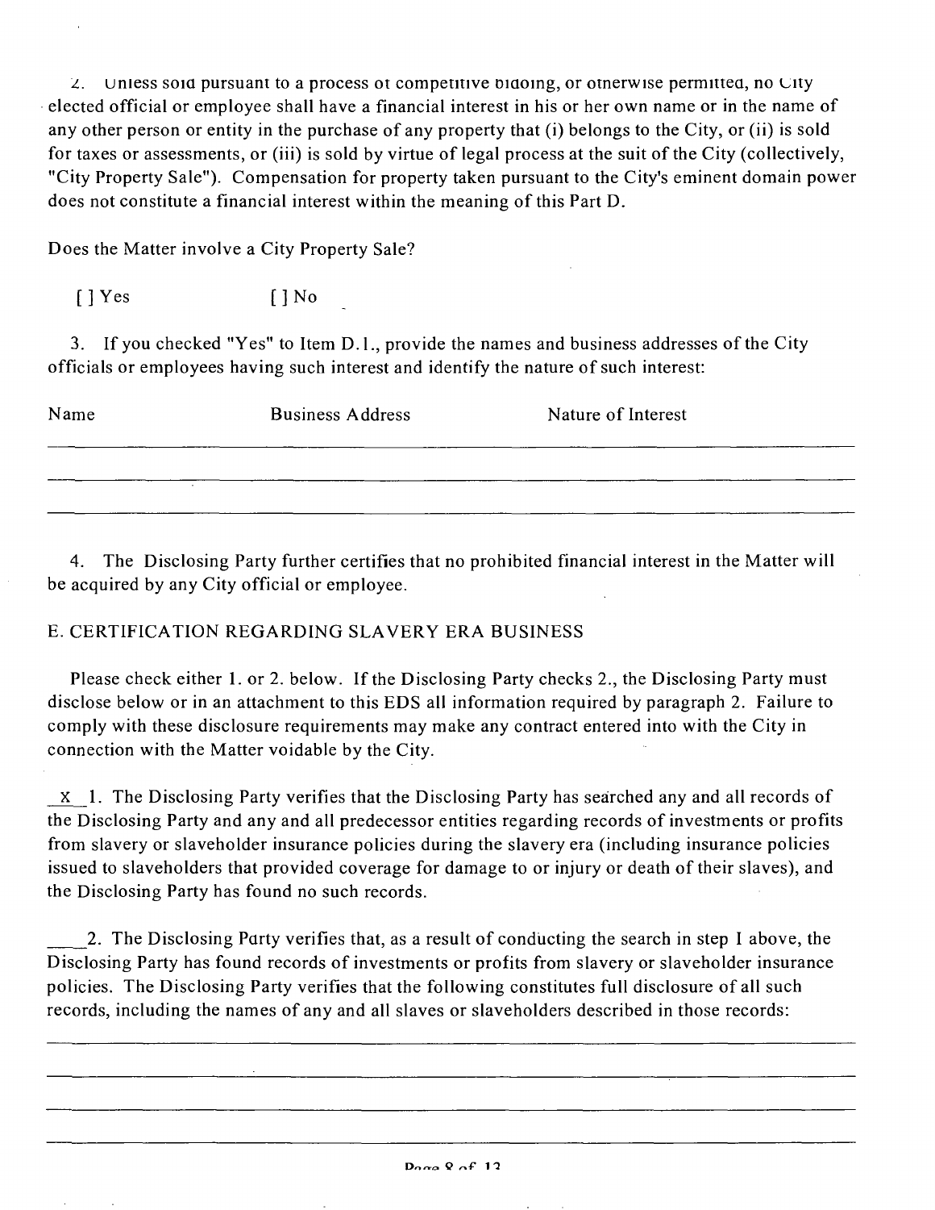2. Unless sold pursuant to a process of competitive bidding, or otherwise permitted, no City elected official or employee shall have a financial interest in his or her own name or in the name of any other person or entity in the purchase of any property that (i) belongs to the City, or (ii) is sold for taxes or assessments, or (iii) is sold by virtue of legal process at the suit of the City (collectively, "City Property Sale"). Compensation for property taken pursuant to the City's eminent domain power does not constitute a financial interest within the meaning of this Part D.

Does the Matter involve a City Property Sale?

[ ] Yes [ ] No

3. If you checked "Yes" to Item D.1., provide the names and business addresses of the City officials or employees having such interest and identify the nature of such interest:

| Name | Business Address | Nature of Interest |
|---|---|---|
| | | |
| | | |
| | | |

4. The Disclosing Party further certifies that no prohibited financial interest in the Matter will be acquired by any City official or employee.

E. CERTIFICATION REGARDING SLAVERY ERA BUSINESS

Please check either 1. or 2. below. If the Disclosing Party checks 2., the Disclosing Party must disclose below or in an attachment to this EDS all information required by paragraph 2. Failure to comply with these disclosure requirements may make any contract entered into with the City in connection with the Matter voidable by the City.

_X_ 1. The Disclosing Party verifies that the Disclosing Party has searched any and all records of the Disclosing Party and any and all predecessor entities regarding records of investments or profits from slavery or slaveholder insurance policies during the slavery era (including insurance policies issued to slaveholders that provided coverage for damage to or injury or death of their slaves), and the Disclosing Party has found no such records.

____ 2. The Disclosing Party verifies that, as a result of conducting the search in step 1 above, the Disclosing Party has found records of investments or profits from slavery or slaveholder insurance policies. The Disclosing Party verifies that the following constitutes full disclosure of all such records, including the names of any and all slaves or slaveholders described in those records:

______________________________________________________________________

______________________________________________________________________

______________________________________________________________________

______________________________________________________________________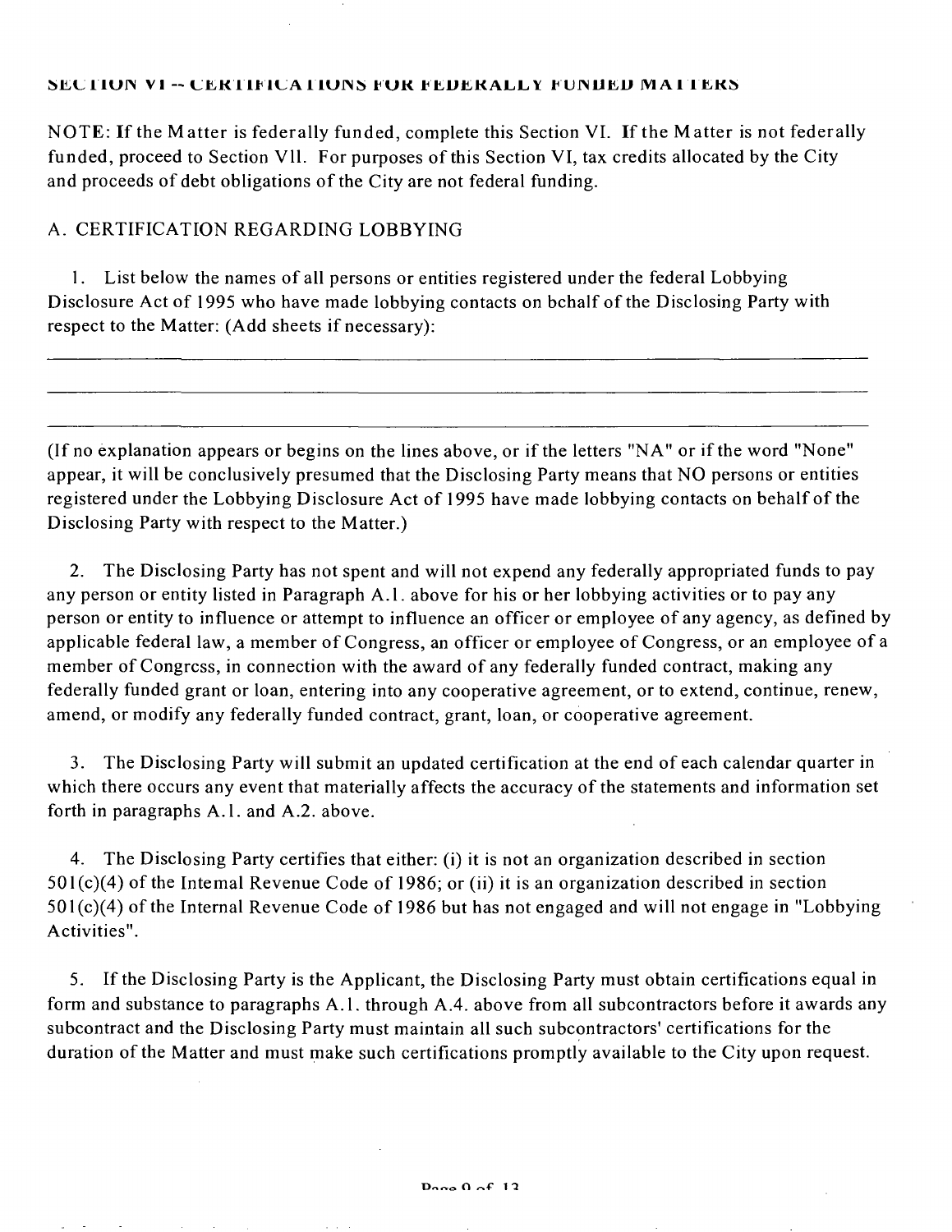## SECTION VI -- CERTIFICATIONS FOR FEDERALLY FUNDED MATTERS

NOTE: If the Matter is federally funded, complete this Section VI. If the Matter is not federally funded, proceed to Section VII. For purposes of this Section VI, tax credits allocated by the City and proceeds of debt obligations of the City are not federal funding.

### A. CERTIFICATION REGARDING LOBBYING

1. List below the names of all persons or entities registered under the federal Lobbying Disclosure Act of 1995 who have made lobbying contacts on behalf of the Disclosing Party with respect to the Matter: (Add sheets if necessary):

\_\_\_\_\_\_\_\_\_\_\_\_\_\_\_\_\_\_\_\_\_\_\_\_\_\_\_\_\_\_\_\_\_\_\_\_\_\_\_\_\_\_\_\_\_\_\_\_\_\_\_\_\_\_\_\_\_\_\_\_\_\_\_\_

\_\_\_\_\_\_\_\_\_\_\_\_\_\_\_\_\_\_\_\_\_\_\_\_\_\_\_\_\_\_\_\_\_\_\_\_\_\_\_\_\_\_\_\_\_\_\_\_\_\_\_\_\_\_\_\_\_\_\_\_\_\_\_\_

\_\_\_\_\_\_\_\_\_\_\_\_\_\_\_\_\_\_\_\_\_\_\_\_\_\_\_\_\_\_\_\_\_\_\_\_\_\_\_\_\_\_\_\_\_\_\_\_\_\_\_\_\_\_\_\_\_\_\_\_\_\_\_\_

(If no explanation appears or begins on the lines above, or if the letters "NA" or if the word "None" appear, it will be conclusively presumed that the Disclosing Party means that NO persons or entities registered under the Lobbying Disclosure Act of 1995 have made lobbying contacts on behalf of the Disclosing Party with respect to the Matter.)

2. The Disclosing Party has not spent and will not expend any federally appropriated funds to pay any person or entity listed in Paragraph A.1. above for his or her lobbying activities or to pay any person or entity to influence or attempt to influence an officer or employee of any agency, as defined by applicable federal law, a member of Congress, an officer or employee of Congress, or an employee of a member of Congress, in connection with the award of any federally funded contract, making any federally funded grant or loan, entering into any cooperative agreement, or to extend, continue, renew, amend, or modify any federally funded contract, grant, loan, or cooperative agreement.

3. The Disclosing Party will submit an updated certification at the end of each calendar quarter in which there occurs any event that materially affects the accuracy of the statements and information set forth in paragraphs A.1. and A.2. above.

4. The Disclosing Party certifies that either: (i) it is not an organization described in section 501(c)(4) of the Internal Revenue Code of 1986; or (ii) it is an organization described in section 501(c)(4) of the Internal Revenue Code of 1986 but has not engaged and will not engage in "Lobbying Activities".

5. If the Disclosing Party is the Applicant, the Disclosing Party must obtain certifications equal in form and substance to paragraphs A.1. through A.4. above from all subcontractors before it awards any subcontract and the Disclosing Party must maintain all such subcontractors' certifications for the duration of the Matter and must make such certifications promptly available to the City upon request.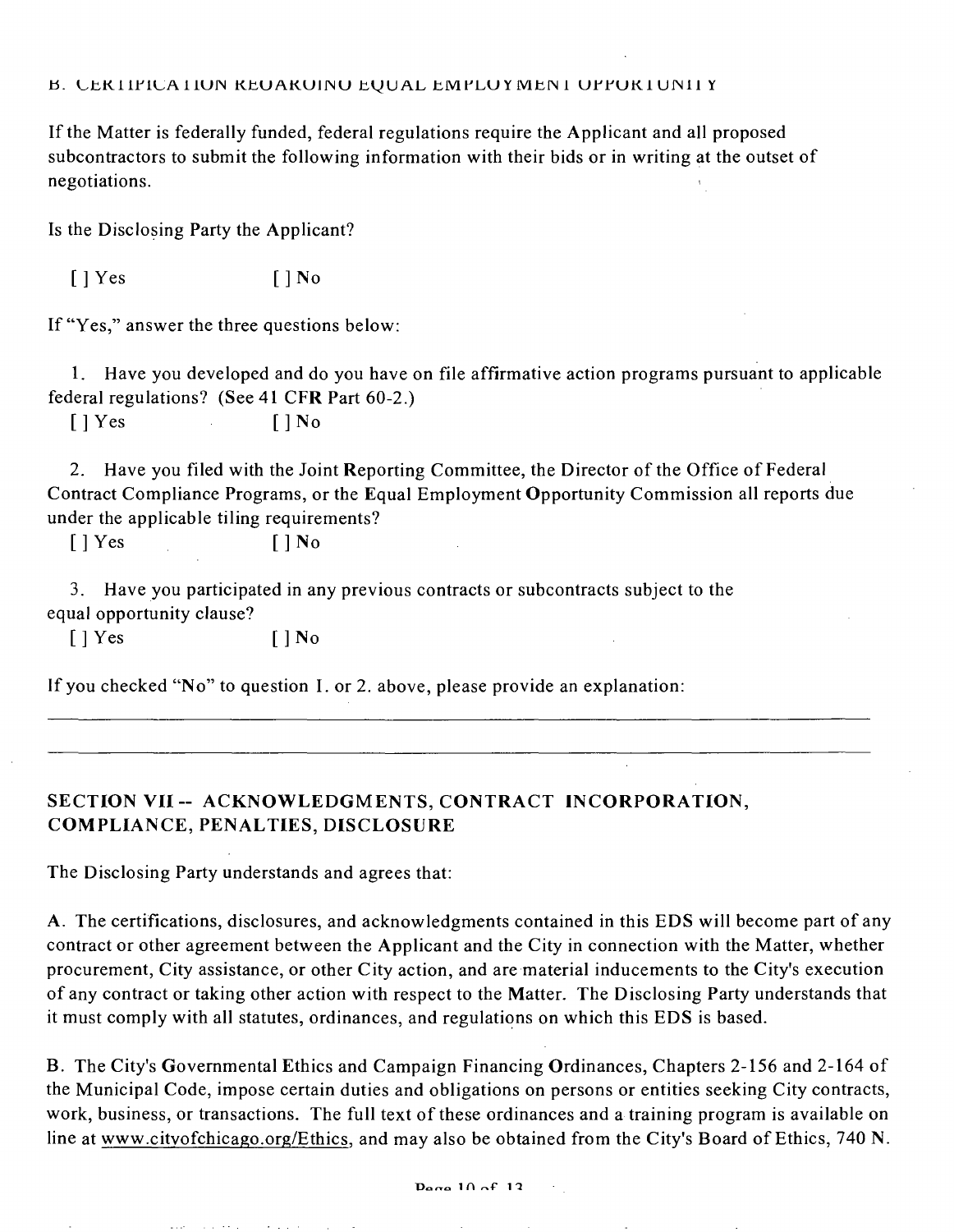B. CERTIFICATION REGARDING EQUAL EMPLOYMENT OPPORTUNITY

If the Matter is federally funded, federal regulations require the Applicant and all proposed subcontractors to submit the following information with their bids or in writing at the outset of negotiations.

Is the Disclosing Party the Applicant?

[ ] Yes [ ] No

If "Yes," answer the three questions below:

1. Have you developed and do you have on file affirmative action programs pursuant to applicable federal regulations? (See 41 CFR Part 60-2.)

[ ] Yes [ ] No

2. Have you filed with the Joint Reporting Committee, the Director of the Office of Federal Contract Compliance Programs, or the Equal Employment Opportunity Commission all reports due under the applicable tiling requirements?

[ ] Yes [ ] No

3. Have you participated in any previous contracts or subcontracts subject to the equal opportunity clause?

[ ] Yes [ ] No

If you checked "No" to question 1. or 2. above, please provide an explanation:

______________________________________________________________________________

______________________________________________________________________________

## SECTION VII -- ACKNOWLEDGMENTS, CONTRACT INCORPORATION, COMPLIANCE, PENALTIES, DISCLOSURE

The Disclosing Party understands and agrees that:

A. The certifications, disclosures, and acknowledgments contained in this EDS will become part of any contract or other agreement between the Applicant and the City in connection with the Matter, whether procurement, City assistance, or other City action, and are material inducements to the City's execution of any contract or taking other action with respect to the Matter. The Disclosing Party understands that it must comply with all statutes, ordinances, and regulations on which this EDS is based.

B. The City's Governmental Ethics and Campaign Financing Ordinances, Chapters 2-156 and 2-164 of the Municipal Code, impose certain duties and obligations on persons or entities seeking City contracts, work, business, or transactions. The full text of these ordinances and a training program is available on line at www.cityofchicago.org/Ethics, and may also be obtained from the City's Board of Ethics, 740 N.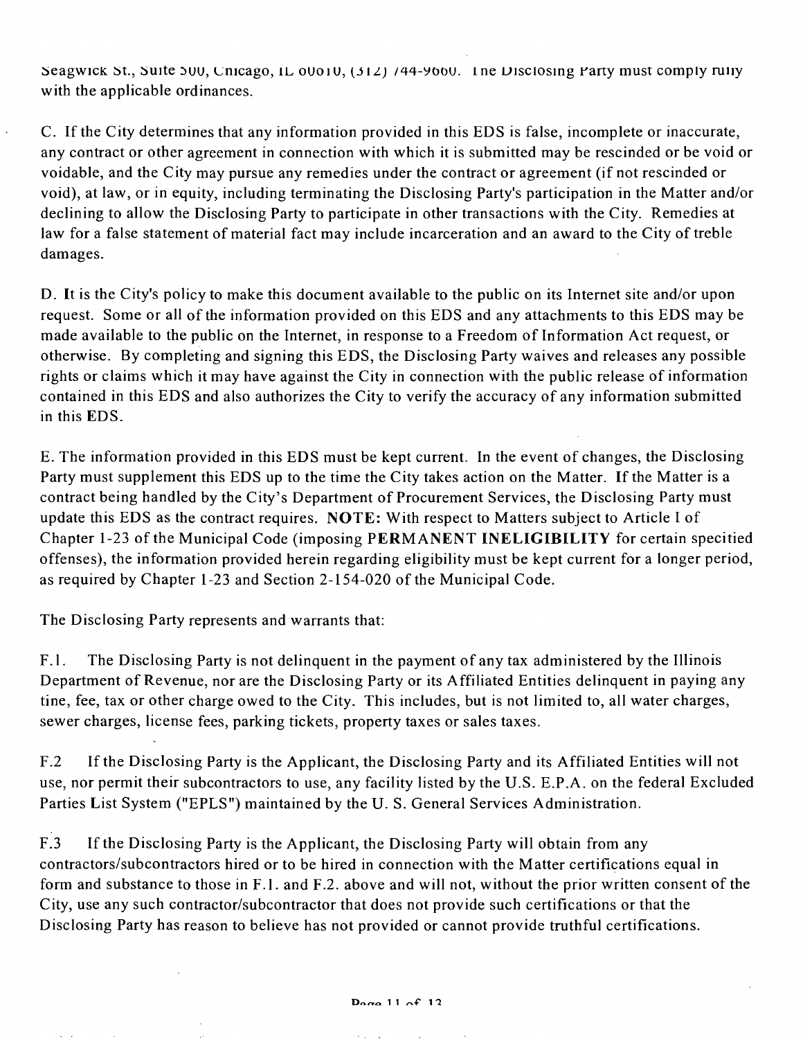Sedgwick St., Suite 500, Chicago, IL 60610, (312) 744-9660. The Disclosing Party must comply fully with the applicable ordinances.

C. If the City determines that any information provided in this EDS is false, incomplete or inaccurate, any contract or other agreement in connection with which it is submitted may be rescinded or be void or voidable, and the City may pursue any remedies under the contract or agreement (if not rescinded or void), at law, or in equity, including terminating the Disclosing Party's participation in the Matter and/or declining to allow the Disclosing Party to participate in other transactions with the City. Remedies at law for a false statement of material fact may include incarceration and an award to the City of treble damages.

D. It is the City's policy to make this document available to the public on its Internet site and/or upon request. Some or all of the information provided on this EDS and any attachments to this EDS may be made available to the public on the Internet, in response to a Freedom of Information Act request, or otherwise. By completing and signing this EDS, the Disclosing Party waives and releases any possible rights or claims which it may have against the City in connection with the public release of information contained in this EDS and also authorizes the City to verify the accuracy of any information submitted in this EDS.

E. The information provided in this EDS must be kept current. In the event of changes, the Disclosing Party must supplement this EDS up to the time the City takes action on the Matter. If the Matter is a contract being handled by the City's Department of Procurement Services, the Disclosing Party must update this EDS as the contract requires. **NOTE:** With respect to Matters subject to Article I of Chapter 1-23 of the Municipal Code (imposing **PERMANENT INELIGIBILITY** for certain specitied offenses), the information provided herein regarding eligibility must be kept current for a longer period, as required by Chapter 1-23 and Section 2-154-020 of the Municipal Code.

The Disclosing Party represents and warrants that:

F.1. The Disclosing Party is not delinquent in the payment of any tax administered by the Illinois Department of Revenue, nor are the Disclosing Party or its Affiliated Entities delinquent in paying any tine, fee, tax or other charge owed to the City. This includes, but is not limited to, all water charges, sewer charges, license fees, parking tickets, property taxes or sales taxes.

F.2 If the Disclosing Party is the Applicant, the Disclosing Party and its Affiliated Entities will not use, nor permit their subcontractors to use, any facility listed by the U.S. E.P.A. on the federal Excluded Parties List System ("EPLS") maintained by the U. S. General Services Administration.

F.3 If the Disclosing Party is the Applicant, the Disclosing Party will obtain from any contractors/subcontractors hired or to be hired in connection with the Matter certifications equal in form and substance to those in F.1. and F.2. above and will not, without the prior written consent of the City, use any such contractor/subcontractor that does not provide such certifications or that the Disclosing Party has reason to believe has not provided or cannot provide truthful certifications.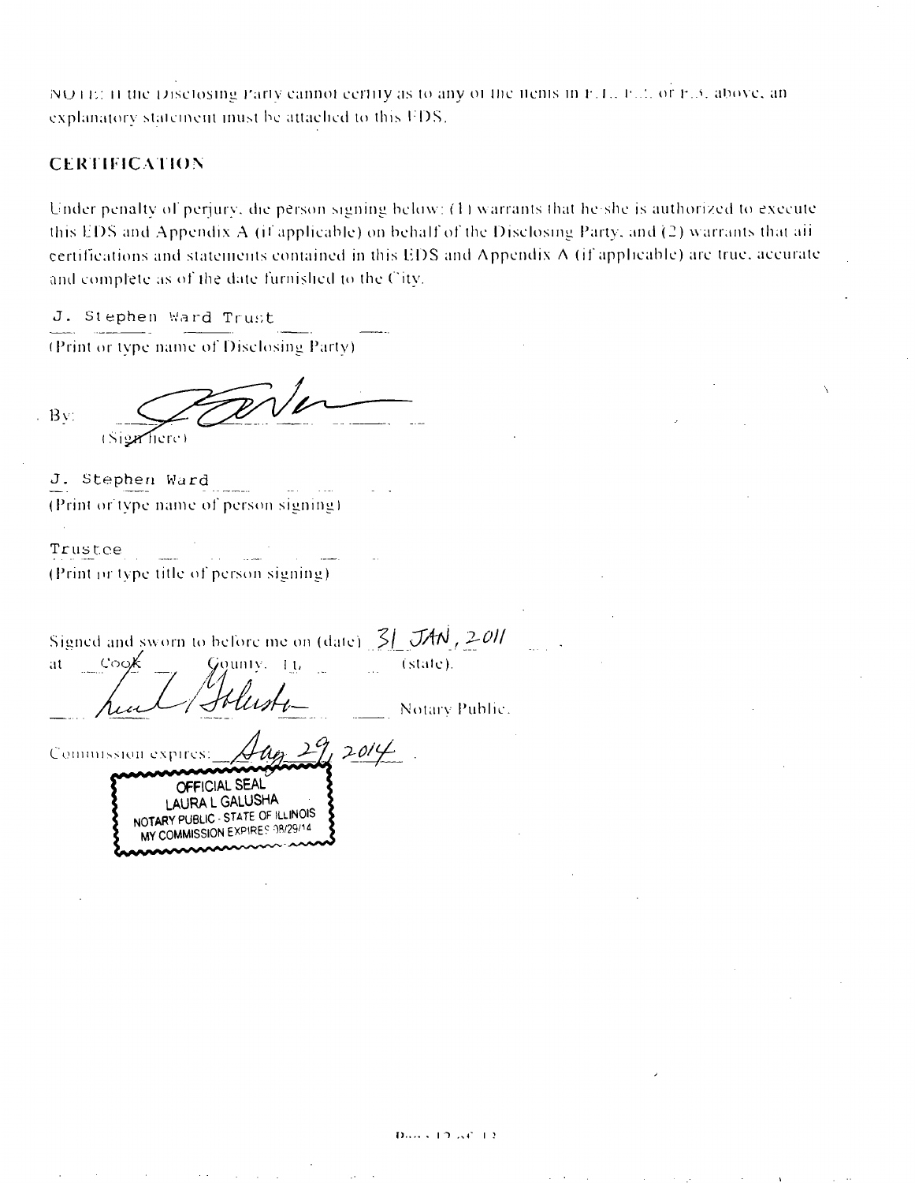NOTE: If the Disclosing Party cannot certify as to any of the items in F.1., F.2. or F.3. above, an explanatory statement must be attached to this EDS.

## CERTIFICATION

Under penalty of perjury, the person signing below: (1) warrants that he/she is authorized to execute this EDS and Appendix A (if applicable) on behalf of the Disclosing Party, and (2) warrants that all certifications and statements contained in this EDS and Appendix A (if applicable) are true, accurate and complete as of the date furnished to the City.

J. Stephen Ward Trust
(Print or type name of Disclosing Party)

By: [signature]
(Sign here)

J. Stephen Ward
(Print or type name of person signing)

Trustee
(Print or type title of person signing)

Signed and sworn to before me on (date) 31 JAN, 2011
at Cook County, IL (state).

[signature] Notary Public.

Commission expires: Aug 29, 2014

OFFICIAL SEAL
LAURA L GALUSHA
NOTARY PUBLIC - STATE OF ILLINOIS
MY COMMISSION EXPIRES 08/29/14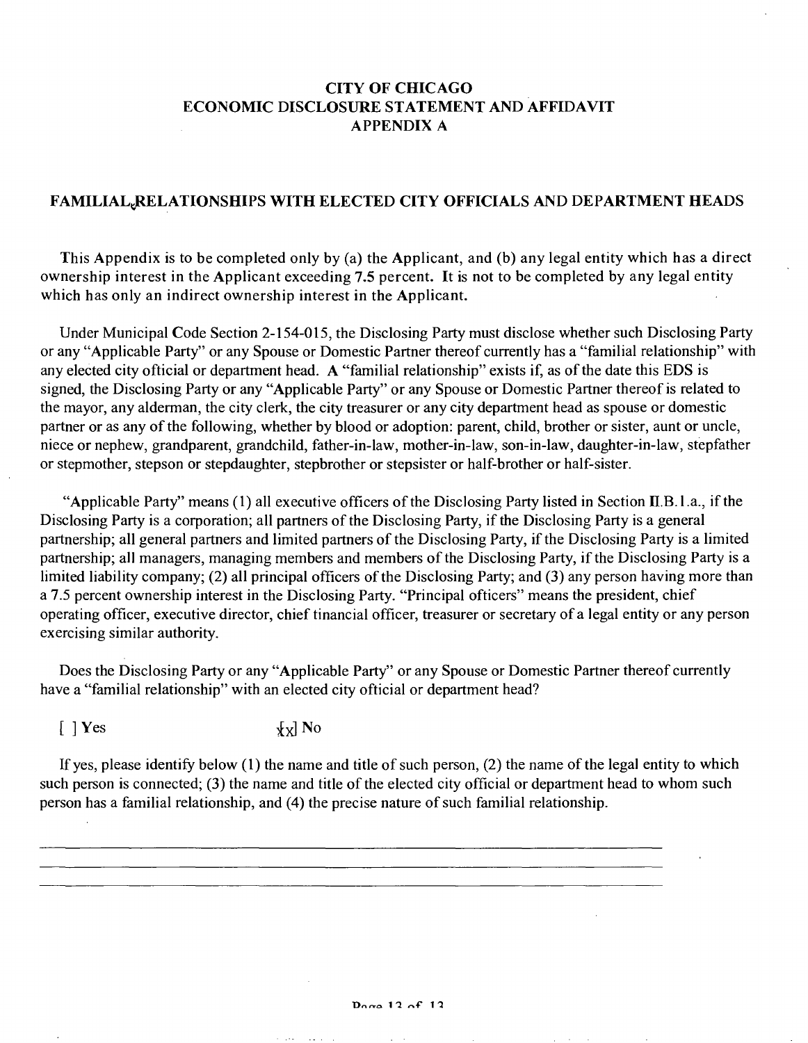# CITY OF CHICAGO ECONOMIC DISCLOSURE STATEMENT AND AFFIDAVIT APPENDIX A

## FAMILIAL RELATIONSHIPS WITH ELECTED CITY OFFICIALS AND DEPARTMENT HEADS

This Appendix is to be completed only by (a) the Applicant, and (b) any legal entity which has a direct ownership interest in the Applicant exceeding 7.5 percent. It is not to be completed by any legal entity which has only an indirect ownership interest in the Applicant.

Under Municipal Code Section 2-154-015, the Disclosing Party must disclose whether such Disclosing Party or any "Applicable Party" or any Spouse or Domestic Partner thereof currently has a "familial relationship" with any elected city official or department head. A "familial relationship" exists if, as of the date this EDS is signed, the Disclosing Party or any "Applicable Party" or any Spouse or Domestic Partner thereof is related to the mayor, any alderman, the city clerk, the city treasurer or any city department head as spouse or domestic partner or as any of the following, whether by blood or adoption: parent, child, brother or sister, aunt or uncle, niece or nephew, grandparent, grandchild, father-in-law, mother-in-law, son-in-law, daughter-in-law, stepfather or stepmother, stepson or stepdaughter, stepbrother or stepsister or half-brother or half-sister.

"Applicable Party" means (1) all executive officers of the Disclosing Party listed in Section II.B.1.a., if the Disclosing Party is a corporation; all partners of the Disclosing Party, if the Disclosing Party is a general partnership; all general partners and limited partners of the Disclosing Party, if the Disclosing Party is a limited partnership; all managers, managing members and members of the Disclosing Party, if the Disclosing Party is a limited liability company; (2) all principal officers of the Disclosing Party; and (3) any person having more than a 7.5 percent ownership interest in the Disclosing Party. "Principal officers" means the president, chief operating officer, executive director, chief financial officer, treasurer or secretary of a legal entity or any person exercising similar authority.

Does the Disclosing Party or any "Applicable Party" or any Spouse or Domestic Partner thereof currently have a "familial relationship" with an elected city official or department head?

[ ] Yes [x] No

If yes, please identify below (1) the name and title of such person, (2) the name of the legal entity to which such person is connected; (3) the name and title of the elected city official or department head to whom such person has a familial relationship, and (4) the precise nature of such familial relationship.

___________________________________________

___________________________________________

___________________________________________